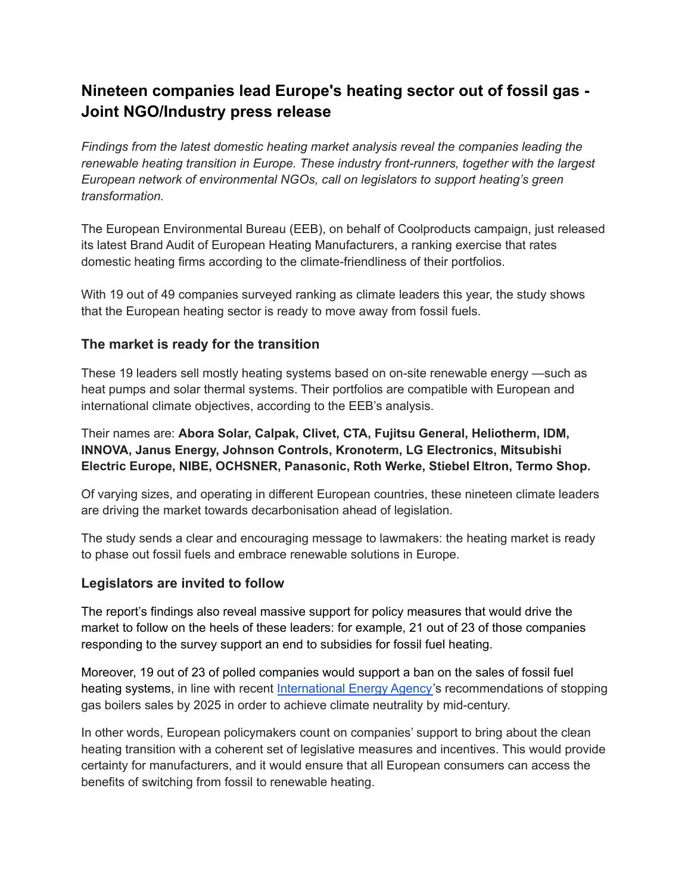# Nineteen companies lead Europe's heating sector out of fossil gas - Joint NGO/Industry press release

*Findings from the latest domestic heating market analysis reveal the companies leading the renewable heating transition in Europe. These industry front-runners, together with the largest European network of environmental NGOs, call on legislators to support heating's green transformation.*

The European Environmental Bureau (EEB), on behalf of Coolproducts campaign, just released its latest Brand Audit of European Heating Manufacturers, a ranking exercise that rates domestic heating firms according to the climate-friendliness of their portfolios.

With 19 out of 49 companies surveyed ranking as climate leaders this year, the study shows that the European heating sector is ready to move away from fossil fuels.

## The market is ready for the transition

These 19 leaders sell mostly heating systems based on on-site renewable energy —such as heat pumps and solar thermal systems. Their portfolios are compatible with European and international climate objectives, according to the EEB's analysis.

Their names are: **Abora Solar, Calpak, Clivet, CTA, Fujitsu General, Heliotherm, IDM, INNOVA, Janus Energy, Johnson Controls, Kronoterm, LG Electronics, Mitsubishi Electric Europe, NIBE, OCHSNER, Panasonic, Roth Werke, Stiebel Eltron, Termo Shop.**

Of varying sizes, and operating in different European countries, these nineteen climate leaders are driving the market towards decarbonisation ahead of legislation.

The study sends a clear and encouraging message to lawmakers: the heating market is ready to phase out fossil fuels and embrace renewable solutions in Europe.

## Legislators are invited to follow

The report's findings also reveal massive support for policy measures that would drive the market to follow on the heels of these leaders: for example, 21 out of 23 of those companies responding to the survey support an end to subsidies for fossil fuel heating.

Moreover, 19 out of 23 of polled companies would support a ban on the sales of fossil fuel heating systems, in line with recent International Energy Agency's recommendations of stopping gas boilers sales by 2025 in order to achieve climate neutrality by mid-century.

In other words, European policymakers count on companies' support to bring about the clean heating transition with a coherent set of legislative measures and incentives. This would provide certainty for manufacturers, and it would ensure that all European consumers can access the benefits of switching from fossil to renewable heating.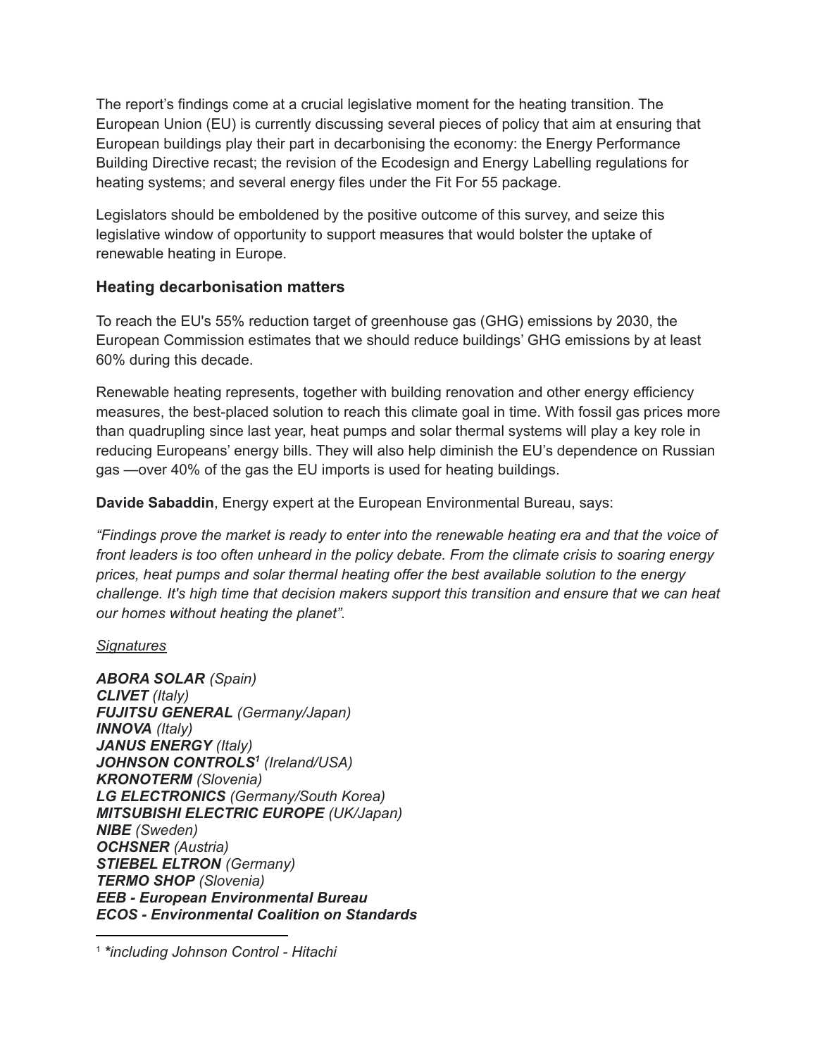The report's findings come at a crucial legislative moment for the heating transition. The European Union (EU) is currently discussing several pieces of policy that aim at ensuring that European buildings play their part in decarbonising the economy: the Energy Performance Building Directive recast; the revision of the Ecodesign and Energy Labelling regulations for heating systems; and several energy files under the Fit For 55 package.

Legislators should be emboldened by the positive outcome of this survey, and seize this legislative window of opportunity to support measures that would bolster the uptake of renewable heating in Europe.

## Heating decarbonisation matters

To reach the EU's 55% reduction target of greenhouse gas (GHG) emissions by 2030, the European Commission estimates that we should reduce buildings' GHG emissions by at least 60% during this decade.

Renewable heating represents, together with building renovation and other energy efficiency measures, the best-placed solution to reach this climate goal in time. With fossil gas prices more than quadrupling since last year, heat pumps and solar thermal systems will play a key role in reducing Europeans' energy bills. They will also help diminish the EU's dependence on Russian gas —over 40% of the gas the EU imports is used for heating buildings.

**Davide Sabaddin**, Energy expert at the European Environmental Bureau, says:

*"Findings prove the market is ready to enter into the renewable heating era and that the voice of front leaders is too often unheard in the policy debate. From the climate crisis to soaring energy prices, heat pumps and solar thermal heating offer the best available solution to the energy challenge. It's high time that decision makers support this transition and ensure that we can heat our homes without heating the planet".*

*Signatures*

***ABORA SOLAR** (Spain)*
***CLIVET** (Italy)*
***FUJITSU GENERAL** (Germany/Japan)*
***INNOVA** (Italy)*
***JANUS ENERGY** (Italy)*
***JOHNSON CONTROLS**[1] (Ireland/USA)*
***KRONOTERM** (Slovenia)*
***LG ELECTRONICS** (Germany/South Korea)*
***MITSUBISHI ELECTRIC EUROPE** (UK/Japan)*
***NIBE** (Sweden)*
***OCHSNER** (Austria)*
***STIEBEL ELTRON** (Germany)*
***TERMO SHOP** (Slovenia)*
***EEB - European Environmental Bureau***
***ECOS - Environmental Coalition on Standards***

[1] ****including Johnson Control - Hitachi***